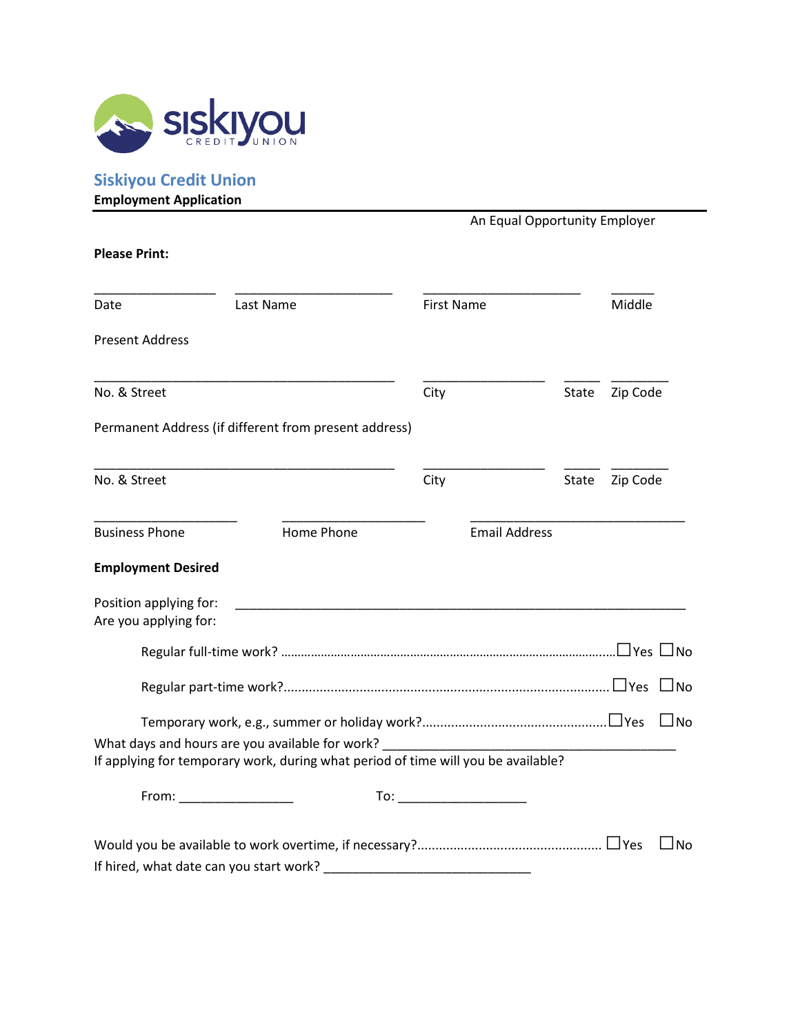# Siskiyou Credit Union

**Employment Application**

An Equal Opportunity Employer

**Please Print:**

| Date | Last Name | First Name | Middle |
|---|---|---|---|
| _________________ | _______________________ | _______________________ | ______ |

Present Address

| No. & Street | City | State | Zip Code |
|---|---|---|---|
| ____________________________________________ | _________________ | _____ | ________ |

Permanent Address (if different from present address)

| No. & Street | City | State | Zip Code |
|---|---|---|---|
| ____________________________________________ | _________________ | _____ | ________ |

| Business Phone | Home Phone | Email Address |
|---|---|---|
| _____________________ | _____________________ | _______________________________ |

**Employment Desired**

Position applying for: _________________________________________________________________

Are you applying for:

Regular full-time work? ........................................................................................................ ☐Yes ☐No

Regular part-time work?........................................................................................... ☐Yes ☐No

Temporary work, e.g., summer or holiday work?.................................................... ☐Yes ☐No

What days and hours are you available for work? __________________________________________

If applying for temporary work, during what period of time will you be available?

From: ________________ To: __________________

Would you be available to work overtime, if necessary?................................................. ☐Yes ☐No

If hired, what date can you start work? ______________________________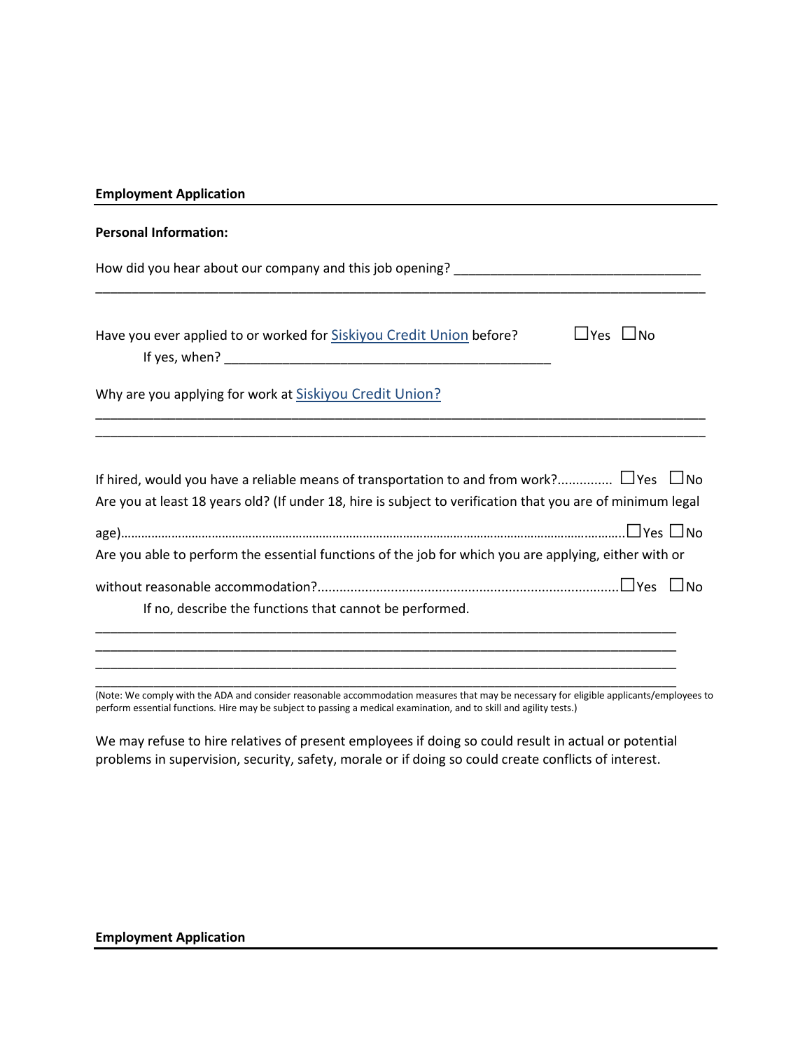**Employment Application**

**Personal Information:**

How did you hear about our company and this job opening? _________________________________
_____________________________________________________________________________________

Have you ever applied to or worked for Siskiyou Credit Union before? ☐Yes ☐No

If yes, when? ____________________________________________

Why are you applying for work at Siskiyou Credit Union?

_____________________________________________________________________________________
_____________________________________________________________________________________

If hired, would you have a reliable means of transportation to and from work?............... ☐Yes ☐No

Are you at least 18 years old? (If under 18, hire is subject to verification that you are of minimum legal age)………………………………………………………………………………………………………………………….☐Yes ☐No

Are you able to perform the essential functions of the job for which you are applying, either with or without reasonable accommodation?.................................................................................☐Yes ☐No

If no, describe the functions that cannot be performed.

_____________________________________________________________________________________
_____________________________________________________________________________________
_____________________________________________________________________________________
_____________________________________________________________________________________

(Note: We comply with the ADA and consider reasonable accommodation measures that may be necessary for eligible applicants/employees to perform essential functions. Hire may be subject to passing a medical examination, and to skill and agility tests.)

We may refuse to hire relatives of present employees if doing so could result in actual or potential problems in supervision, security, safety, morale or if doing so could create conflicts of interest.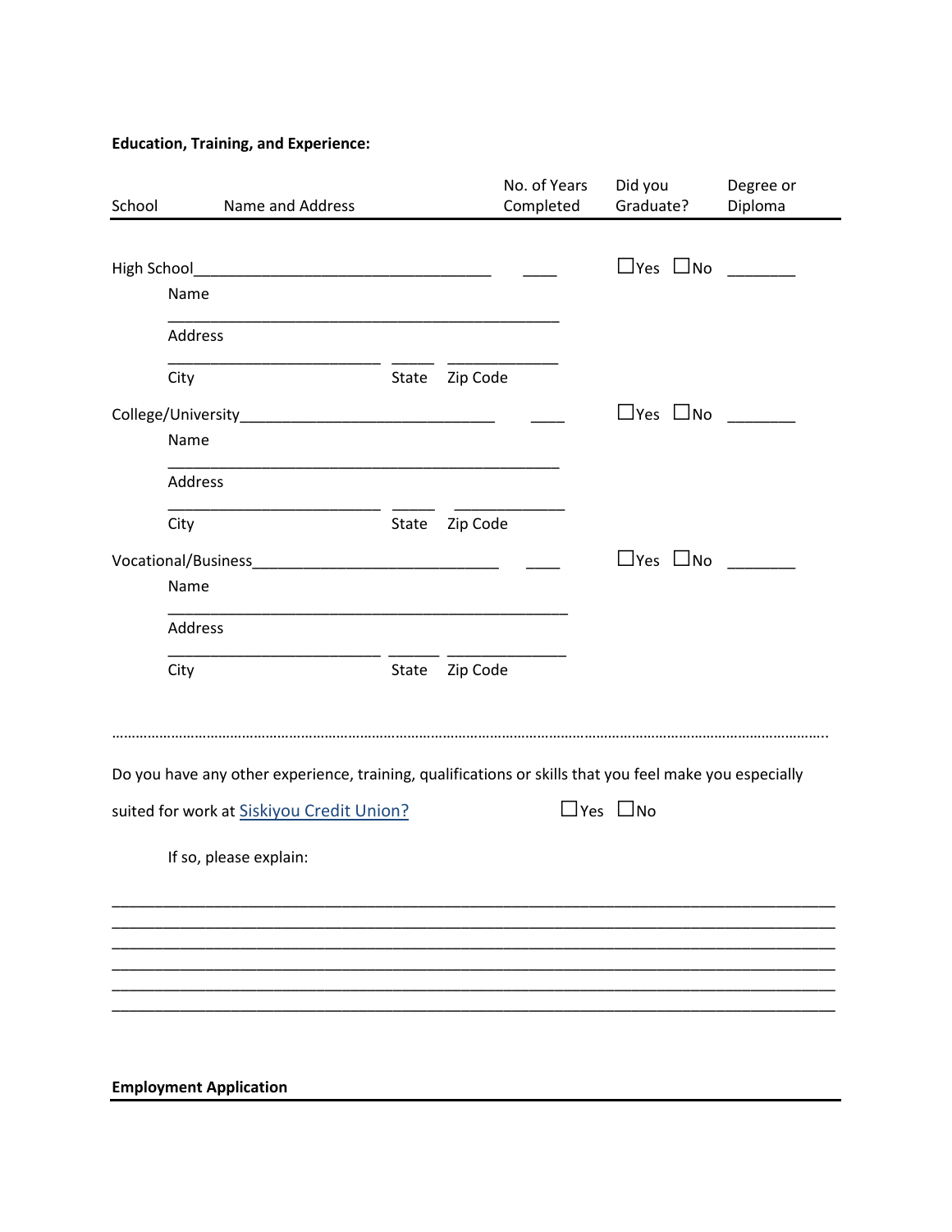**Education, Training, and Experience:**

| School | Name and Address | No. of Years Completed | Did you Graduate? | Degree or Diploma |
|---|---|---|---|---|
| High School | ______________________ Name<br>______________________ Address<br>__________ City ____ State ______ Zip Code | ____ | ☐Yes ☐No | ________ |
| College/University | ______________________ Name<br>______________________ Address<br>__________ City ____ State ______ Zip Code | ____ | ☐Yes ☐No | ________ |
| Vocational/Business | ______________________ Name<br>______________________ Address<br>__________ City ____ State ______ Zip Code | ____ | ☐Yes ☐No | ________ |

.............................................................................................................................................................................

Do you have any other experience, training, qualifications or skills that you feel make you especially suited for work at Siskiyou Credit Union? ☐Yes ☐No

If so, please explain:

___________________________________________________________________________

___________________________________________________________________________

___________________________________________________________________________

___________________________________________________________________________

___________________________________________________________________________

___________________________________________________________________________

**Employment Application**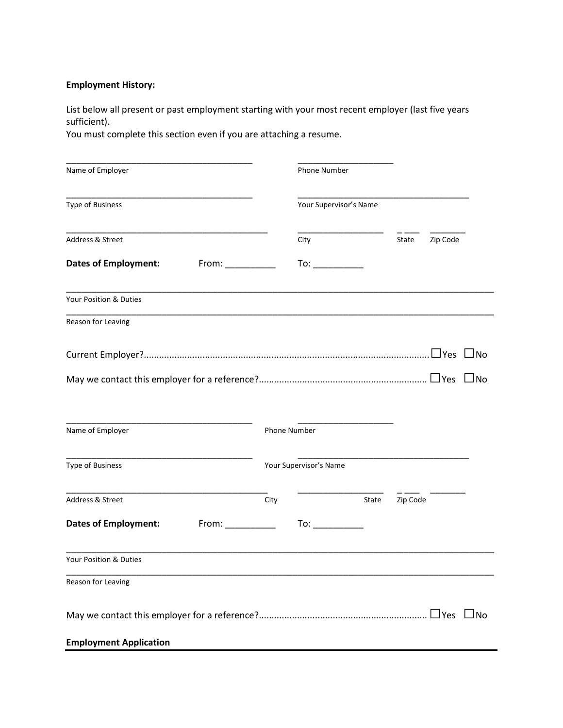**Employment History:**

List below all present or past employment starting with your most recent employer (last five years sufficient).
You must complete this section even if you are attaching a resume.

________________________________________ ____________________
Name of Employer Phone Number

________________________________________ _____________________________________
Type of Business Your Supervisor's Name

____________________________________________ __________________ _ ___ _______
Address & Street City State Zip Code

**Dates of Employment:** From: __________ To: __________

_____________________________________________________________________________________________
Your Position & Duties

_____________________________________________________________________________________________
Reason for Leaving

Current Employer?............................................................................................................ ☐Yes ☐No

May we contact this employer for a reference?................................................................. ☐Yes ☐No

________________________________________ ____________________
Name of Employer Phone Number

________________________________________ _____________________________________
Type of Business Your Supervisor's Name

____________________________________________ __________________ _ ___ _______
Address & Street City State Zip Code

**Dates of Employment:** From: __________ To: __________

_____________________________________________________________________________________________
Your Position & Duties

_____________________________________________________________________________________________
Reason for Leaving

May we contact this employer for a reference?................................................................. ☐Yes ☐No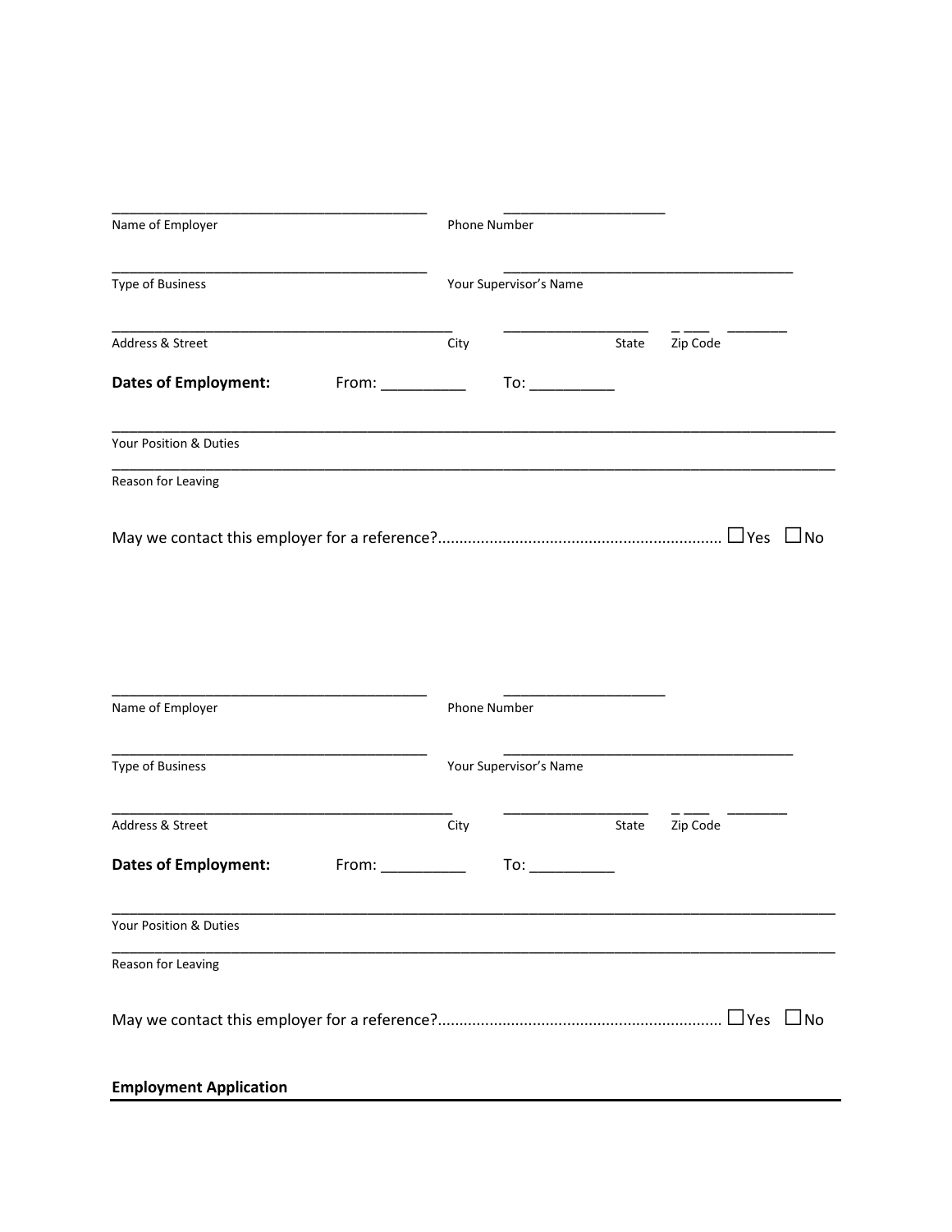_________________________________________ _____________________

Name of Employer Phone Number

_________________________________________ ______________________________________

Type of Business Your Supervisor's Name

____________________________________________ ___________________ _ ___ ________

Address & Street City State Zip Code

**Dates of Employment:** From: __________ To: __________

_______________________________________________________________________________________________

Your Position & Duties

_______________________________________________________________________________________________

Reason for Leaving

May we contact this employer for a reference?................................................................ ☐Yes ☐No

_________________________________________ _____________________

Name of Employer Phone Number

_________________________________________ ______________________________________

Type of Business Your Supervisor's Name

____________________________________________ ___________________ _ ___ ________

Address & Street City State Zip Code

**Dates of Employment:** From: __________ To: __________

_______________________________________________________________________________________________

Your Position & Duties

_______________________________________________________________________________________________

Reason for Leaving

May we contact this employer for a reference?................................................................ ☐Yes ☐No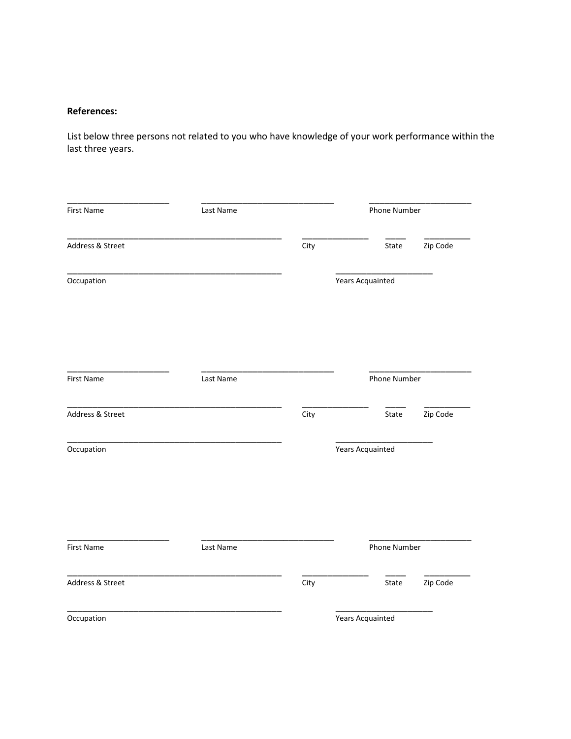**References:**

List below three persons not related to you who have knowledge of your work performance within the last three years.

______________________ ______________________________ ______________________
First Name Last Name Phone Number

_______________________________________________ _______________ _____ __________
Address & Street City State Zip Code

_______________________________________________ ______________________
Occupation Years Acquainted

______________________ ______________________________ ______________________
First Name Last Name Phone Number

_______________________________________________ _______________ _____ __________
Address & Street City State Zip Code

_______________________________________________ ______________________
Occupation Years Acquainted

______________________ ______________________________ ______________________
First Name Last Name Phone Number

_______________________________________________ _______________ _____ __________
Address & Street City State Zip Code

_______________________________________________ ______________________
Occupation Years Acquainted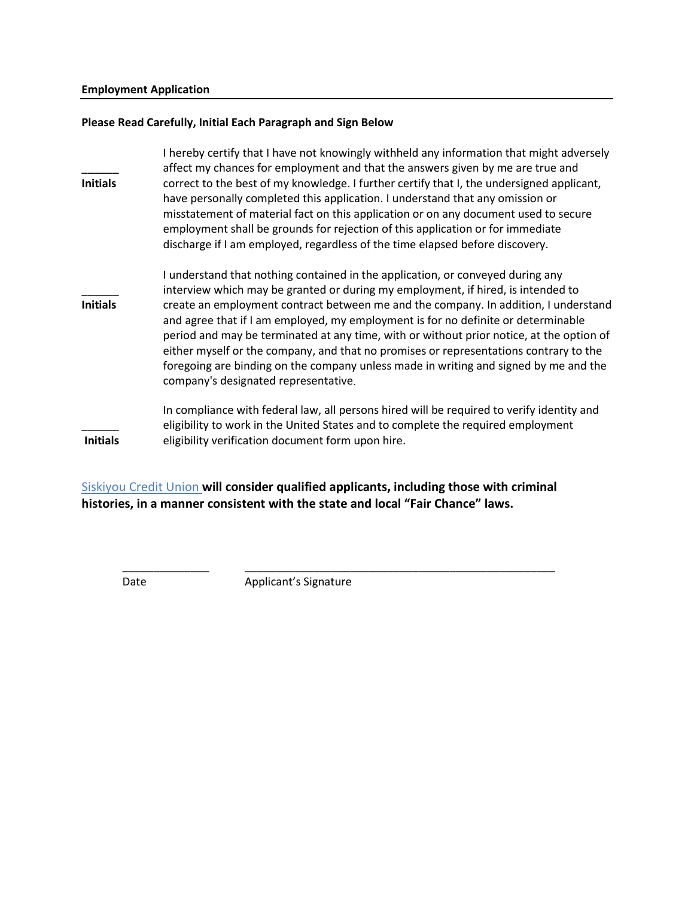**Employment Application**

**Please Read Carefully, Initial Each Paragraph and Sign Below**

______
**Initials**

I hereby certify that I have not knowingly withheld any information that might adversely affect my chances for employment and that the answers given by me are true and correct to the best of my knowledge. I further certify that I, the undersigned applicant, have personally completed this application. I understand that any omission or misstatement of material fact on this application or on any document used to secure employment shall be grounds for rejection of this application or for immediate discharge if I am employed, regardless of the time elapsed before discovery.

______
**Initials**

I understand that nothing contained in the application, or conveyed during any interview which may be granted or during my employment, if hired, is intended to create an employment contract between me and the company. In addition, I understand and agree that if I am employed, my employment is for no definite or determinable period and may be terminated at any time, with or without prior notice, at the option of either myself or the company, and that no promises or representations contrary to the foregoing are binding on the company unless made in writing and signed by me and the company's designated representative.

______
**Initials**

In compliance with federal law, all persons hired will be required to verify identity and eligibility to work in the United States and to complete the required employment eligibility verification document form upon hire.

Siskiyou Credit Union **will consider qualified applicants, including those with criminal histories, in a manner consistent with the state and local "Fair Chance" laws.**

______________ ____________________________________________________

Date Applicant's Signature